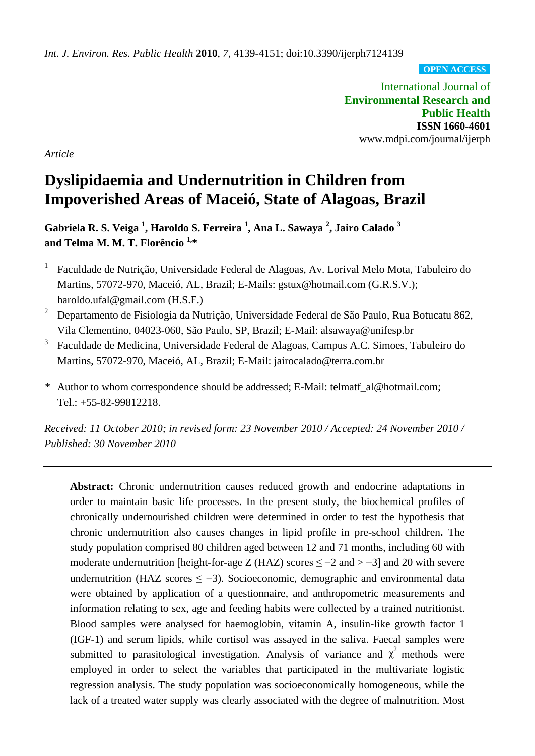*Int. J. Environ. Res. Public Health* **2010**, *7*, 4139-4151; doi:10.3390/ijerph7124139

**OPEN ACCESS**

International Journal of
**Environmental Research and Public Health**
**ISSN 1660-4601**
www.mdpi.com/journal/ijerph

*Article*

# Dyslipidaemia and Undernutrition in Children from Impoverished Areas of Maceió, State of Alagoas, Brazil

**Gabriela R. S. Veiga [1], Haroldo S. Ferreira [1], Ana L. Sawaya [2], Jairo Calado [3] and Telma M. M. T. Florêncio [1,*]**

[1] Faculdade de Nutrição, Universidade Federal de Alagoas, Av. Lorival Melo Mota, Tabuleiro do Martins, 57072-970, Maceió, AL, Brazil; E-Mails: gstux@hotmail.com (G.R.S.V.); haroldo.ufal@gmail.com (H.S.F.)

[2] Departamento de Fisiologia da Nutrição, Universidade Federal de São Paulo, Rua Botucatu 862, Vila Clementino, 04023-060, São Paulo, SP, Brazil; E-Mail: alsawaya@unifesp.br

[3] Faculdade de Medicina, Universidade Federal de Alagoas, Campus A.C. Simoes, Tabuleiro do Martins, 57072-970, Maceió, AL, Brazil; E-Mail: jairocalado@terra.com.br

\* Author to whom correspondence should be addressed; E-Mail: telmatf_al@hotmail.com; Tel.: +55-82-99812218.

*Received: 11 October 2010; in revised form: 23 November 2010 / Accepted: 24 November 2010 / Published: 30 November 2010*

---

**Abstract:** Chronic undernutrition causes reduced growth and endocrine adaptations in order to maintain basic life processes. In the present study, the biochemical profiles of chronically undernourished children were determined in order to test the hypothesis that chronic undernutrition also causes changes in lipid profile in pre-school children**.** The study population comprised 80 children aged between 12 and 71 months, including 60 with moderate undernutrition [height-for-age Z (HAZ) scores $\leq -2$ and $> -3$] and 20 with severe undernutrition (HAZ scores $\leq -3$). Socioeconomic, demographic and environmental data were obtained by application of a questionnaire, and anthropometric measurements and information relating to sex, age and feeding habits were collected by a trained nutritionist. Blood samples were analysed for haemoglobin, vitamin A, insulin-like growth factor 1 (IGF-1) and serum lipids, while cortisol was assayed in the saliva. Faecal samples were submitted to parasitological investigation. Analysis of variance and $\chi^2$ methods were employed in order to select the variables that participated in the multivariate logistic regression analysis. The study population was socioeconomically homogeneous, while the lack of a treated water supply was clearly associated with the degree of malnutrition. Most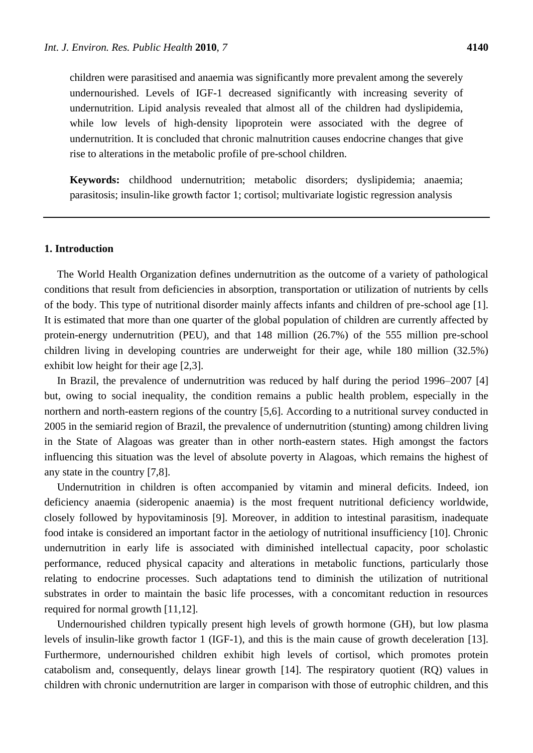children were parasitised and anaemia was significantly more prevalent among the severely undernourished. Levels of IGF-1 decreased significantly with increasing severity of undernutrition. Lipid analysis revealed that almost all of the children had dyslipidemia, while low levels of high-density lipoprotein were associated with the degree of undernutrition. It is concluded that chronic malnutrition causes endocrine changes that give rise to alterations in the metabolic profile of pre-school children.

**Keywords:** childhood undernutrition; metabolic disorders; dyslipidemia; anaemia; parasitosis; insulin-like growth factor 1; cortisol; multivariate logistic regression analysis

## 1. Introduction

The World Health Organization defines undernutrition as the outcome of a variety of pathological conditions that result from deficiencies in absorption, transportation or utilization of nutrients by cells of the body. This type of nutritional disorder mainly affects infants and children of pre-school age [1]. It is estimated that more than one quarter of the global population of children are currently affected by protein-energy undernutrition (PEU), and that 148 million (26.7%) of the 555 million pre-school children living in developing countries are underweight for their age, while 180 million (32.5%) exhibit low height for their age [2,3].

In Brazil, the prevalence of undernutrition was reduced by half during the period 1996–2007 [4] but, owing to social inequality, the condition remains a public health problem, especially in the northern and north-eastern regions of the country [5,6]. According to a nutritional survey conducted in 2005 in the semiarid region of Brazil, the prevalence of undernutrition (stunting) among children living in the State of Alagoas was greater than in other north-eastern states. High amongst the factors influencing this situation was the level of absolute poverty in Alagoas, which remains the highest of any state in the country [7,8].

Undernutrition in children is often accompanied by vitamin and mineral deficits. Indeed, ion deficiency anaemia (sideropenic anaemia) is the most frequent nutritional deficiency worldwide, closely followed by hypovitaminosis [9]. Moreover, in addition to intestinal parasitism, inadequate food intake is considered an important factor in the aetiology of nutritional insufficiency [10]. Chronic undernutrition in early life is associated with diminished intellectual capacity, poor scholastic performance, reduced physical capacity and alterations in metabolic functions, particularly those relating to endocrine processes. Such adaptations tend to diminish the utilization of nutritional substrates in order to maintain the basic life processes, with a concomitant reduction in resources required for normal growth [11,12].

Undernourished children typically present high levels of growth hormone (GH), but low plasma levels of insulin-like growth factor 1 (IGF-1), and this is the main cause of growth deceleration [13]. Furthermore, undernourished children exhibit high levels of cortisol, which promotes protein catabolism and, consequently, delays linear growth [14]. The respiratory quotient (RQ) values in children with chronic undernutrition are larger in comparison with those of eutrophic children, and this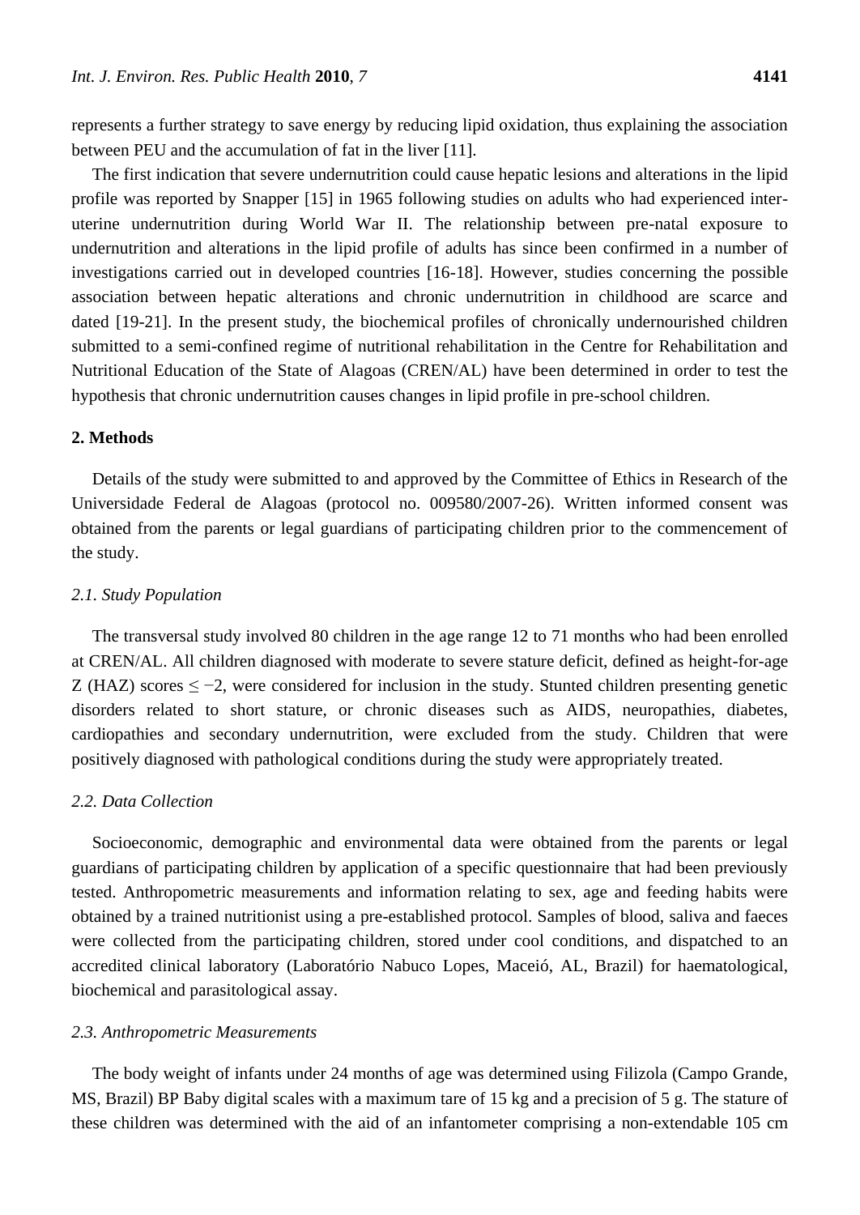represents a further strategy to save energy by reducing lipid oxidation, thus explaining the association between PEU and the accumulation of fat in the liver [11].

The first indication that severe undernutrition could cause hepatic lesions and alterations in the lipid profile was reported by Snapper [15] in 1965 following studies on adults who had experienced inter-uterine undernutrition during World War II. The relationship between pre-natal exposure to undernutrition and alterations in the lipid profile of adults has since been confirmed in a number of investigations carried out in developed countries [16-18]. However, studies concerning the possible association between hepatic alterations and chronic undernutrition in childhood are scarce and dated [19-21]. In the present study, the biochemical profiles of chronically undernourished children submitted to a semi-confined regime of nutritional rehabilitation in the Centre for Rehabilitation and Nutritional Education of the State of Alagoas (CREN/AL) have been determined in order to test the hypothesis that chronic undernutrition causes changes in lipid profile in pre-school children.

## 2. Methods

Details of the study were submitted to and approved by the Committee of Ethics in Research of the Universidade Federal de Alagoas (protocol no. 009580/2007-26). Written informed consent was obtained from the parents or legal guardians of participating children prior to the commencement of the study.

### *2.1. Study Population*

The transversal study involved 80 children in the age range 12 to 71 months who had been enrolled at CREN/AL. All children diagnosed with moderate to severe stature deficit, defined as height-for-age Z (HAZ) scores $\leq -2$, were considered for inclusion in the study. Stunted children presenting genetic disorders related to short stature, or chronic diseases such as AIDS, neuropathies, diabetes, cardiopathies and secondary undernutrition, were excluded from the study. Children that were positively diagnosed with pathological conditions during the study were appropriately treated.

### *2.2. Data Collection*

Socioeconomic, demographic and environmental data were obtained from the parents or legal guardians of participating children by application of a specific questionnaire that had been previously tested. Anthropometric measurements and information relating to sex, age and feeding habits were obtained by a trained nutritionist using a pre-established protocol. Samples of blood, saliva and faeces were collected from the participating children, stored under cool conditions, and dispatched to an accredited clinical laboratory (Laboratório Nabuco Lopes, Maceió, AL, Brazil) for haematological, biochemical and parasitological assay.

### *2.3. Anthropometric Measurements*

The body weight of infants under 24 months of age was determined using Filizola (Campo Grande, MS, Brazil) BP Baby digital scales with a maximum tare of 15 kg and a precision of 5 g. The stature of these children was determined with the aid of an infantometer comprising a non-extendable 105 cm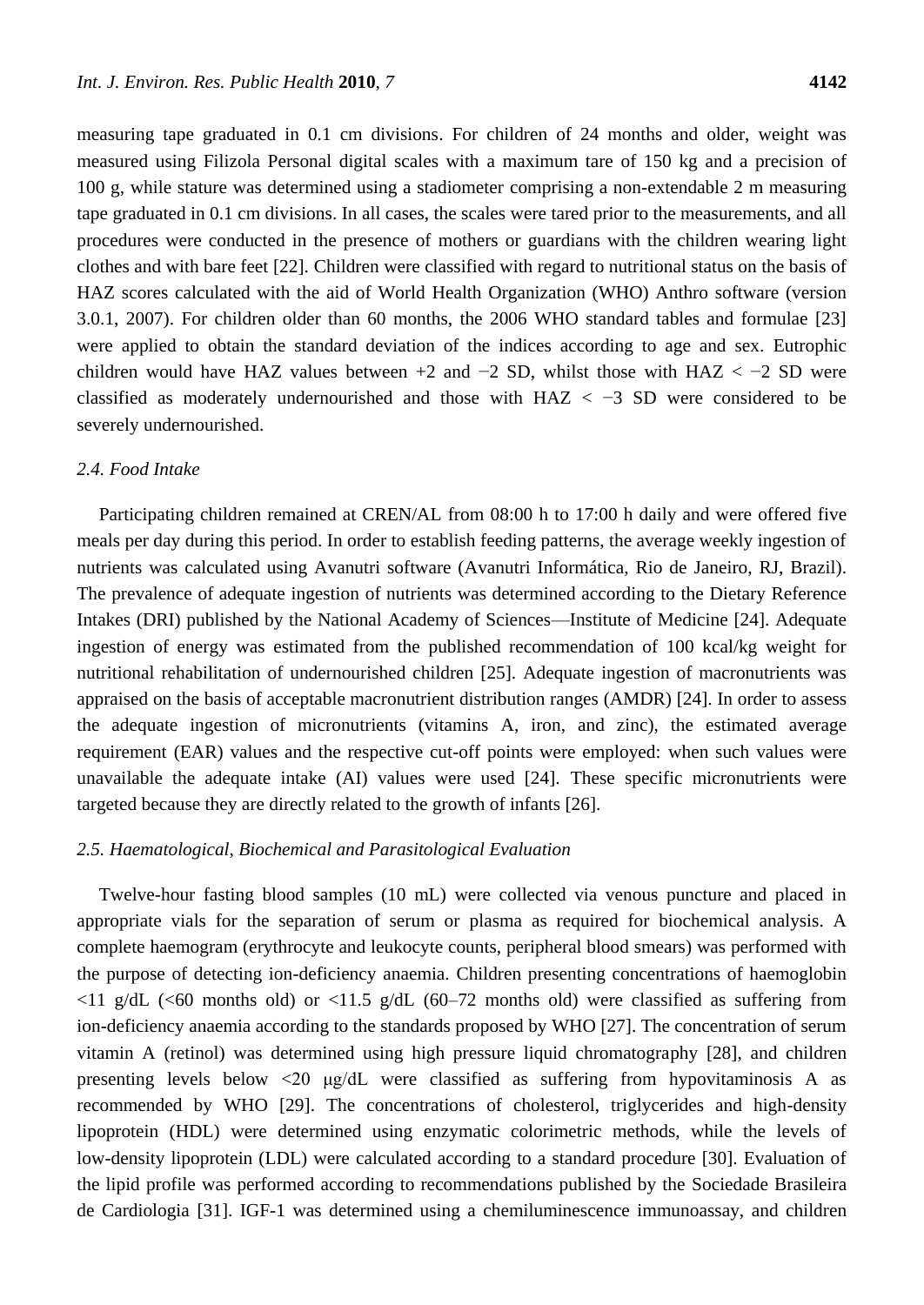measuring tape graduated in 0.1 cm divisions. For children of 24 months and older, weight was measured using Filizola Personal digital scales with a maximum tare of 150 kg and a precision of 100 g, while stature was determined using a stadiometer comprising a non-extendable 2 m measuring tape graduated in 0.1 cm divisions. In all cases, the scales were tared prior to the measurements, and all procedures were conducted in the presence of mothers or guardians with the children wearing light clothes and with bare feet [22]. Children were classified with regard to nutritional status on the basis of HAZ scores calculated with the aid of World Health Organization (WHO) Anthro software (version 3.0.1, 2007). For children older than 60 months, the 2006 WHO standard tables and formulae [23] were applied to obtain the standard deviation of the indices according to age and sex. Eutrophic children would have HAZ values between +2 and −2 SD, whilst those with HAZ < −2 SD were classified as moderately undernourished and those with HAZ < −3 SD were considered to be severely undernourished.

### *2.4. Food Intake*

Participating children remained at CREN/AL from 08:00 h to 17:00 h daily and were offered five meals per day during this period. In order to establish feeding patterns, the average weekly ingestion of nutrients was calculated using Avanutri software (Avanutri Informática, Rio de Janeiro, RJ, Brazil). The prevalence of adequate ingestion of nutrients was determined according to the Dietary Reference Intakes (DRI) published by the National Academy of Sciences—Institute of Medicine [24]. Adequate ingestion of energy was estimated from the published recommendation of 100 kcal/kg weight for nutritional rehabilitation of undernourished children [25]. Adequate ingestion of macronutrients was appraised on the basis of acceptable macronutrient distribution ranges (AMDR) [24]. In order to assess the adequate ingestion of micronutrients (vitamins A, iron, and zinc), the estimated average requirement (EAR) values and the respective cut-off points were employed: when such values were unavailable the adequate intake (AI) values were used [24]. These specific micronutrients were targeted because they are directly related to the growth of infants [26].

### *2.5. Haematological, Biochemical and Parasitological Evaluation*

Twelve-hour fasting blood samples (10 mL) were collected via venous puncture and placed in appropriate vials for the separation of serum or plasma as required for biochemical analysis. A complete haemogram (erythrocyte and leukocyte counts, peripheral blood smears) was performed with the purpose of detecting ion-deficiency anaemia. Children presenting concentrations of haemoglobin <11 g/dL (<60 months old) or <11.5 g/dL (60–72 months old) were classified as suffering from ion-deficiency anaemia according to the standards proposed by WHO [27]. The concentration of serum vitamin A (retinol) was determined using high pressure liquid chromatography [28], and children presenting levels below <20 μg/dL were classified as suffering from hypovitaminosis A as recommended by WHO [29]. The concentrations of cholesterol, triglycerides and high-density lipoprotein (HDL) were determined using enzymatic colorimetric methods, while the levels of low-density lipoprotein (LDL) were calculated according to a standard procedure [30]. Evaluation of the lipid profile was performed according to recommendations published by the Sociedade Brasileira de Cardiologia [31]. IGF-1 was determined using a chemiluminescence immunoassay, and children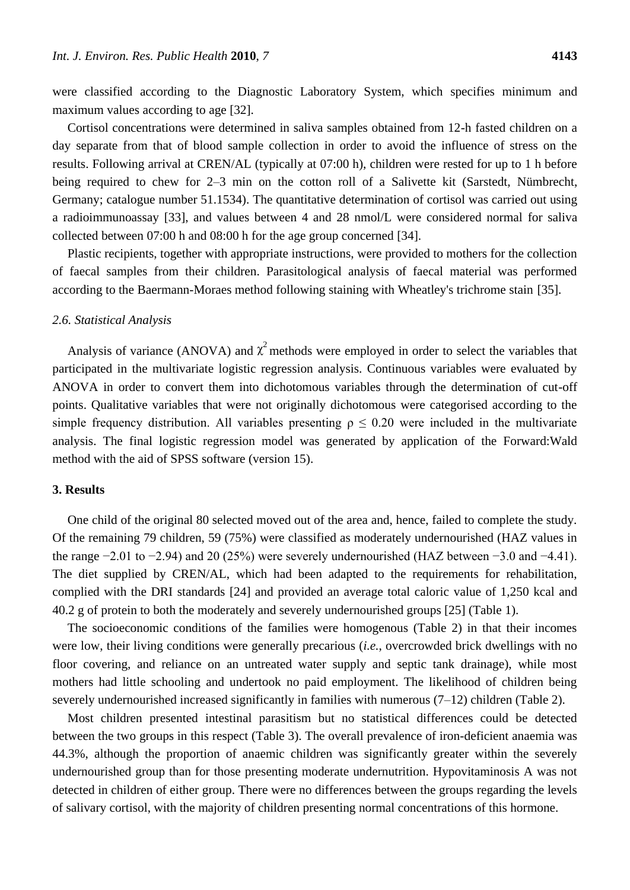were classified according to the Diagnostic Laboratory System, which specifies minimum and maximum values according to age [32].

Cortisol concentrations were determined in saliva samples obtained from 12-h fasted children on a day separate from that of blood sample collection in order to avoid the influence of stress on the results. Following arrival at CREN/AL (typically at 07:00 h), children were rested for up to 1 h before being required to chew for 2–3 min on the cotton roll of a Salivette kit (Sarstedt, Nümbrecht, Germany; catalogue number 51.1534). The quantitative determination of cortisol was carried out using a radioimmunoassay [33], and values between 4 and 28 nmol/L were considered normal for saliva collected between 07:00 h and 08:00 h for the age group concerned [34].

Plastic recipients, together with appropriate instructions, were provided to mothers for the collection of faecal samples from their children. Parasitological analysis of faecal material was performed according to the Baermann-Moraes method following staining with Wheatley's trichrome stain [35].

### *2.6. Statistical Analysis*

Analysis of variance (ANOVA) and $\chi^2$ methods were employed in order to select the variables that participated in the multivariate logistic regression analysis. Continuous variables were evaluated by ANOVA in order to convert them into dichotomous variables through the determination of cut-off points. Qualitative variables that were not originally dichotomous were categorised according to the simple frequency distribution. All variables presenting $\rho \leq 0.20$ were included in the multivariate analysis. The final logistic regression model was generated by application of the Forward:Wald method with the aid of SPSS software (version 15).

## 3. Results

One child of the original 80 selected moved out of the area and, hence, failed to complete the study. Of the remaining 79 children, 59 (75%) were classified as moderately undernourished (HAZ values in the range −2.01 to −2.94) and 20 (25%) were severely undernourished (HAZ between −3.0 and −4.41). The diet supplied by CREN/AL, which had been adapted to the requirements for rehabilitation, complied with the DRI standards [24] and provided an average total caloric value of 1,250 kcal and 40.2 g of protein to both the moderately and severely undernourished groups [25] (Table 1).

The socioeconomic conditions of the families were homogenous (Table 2) in that their incomes were low, their living conditions were generally precarious (*i.e.*, overcrowded brick dwellings with no floor covering, and reliance on an untreated water supply and septic tank drainage), while most mothers had little schooling and undertook no paid employment. The likelihood of children being severely undernourished increased significantly in families with numerous (7–12) children (Table 2).

Most children presented intestinal parasitism but no statistical differences could be detected between the two groups in this respect (Table 3). The overall prevalence of iron-deficient anaemia was 44.3%, although the proportion of anaemic children was significantly greater within the severely undernourished group than for those presenting moderate undernutrition. Hypovitaminosis A was not detected in children of either group. There were no differences between the groups regarding the levels of salivary cortisol, with the majority of children presenting normal concentrations of this hormone.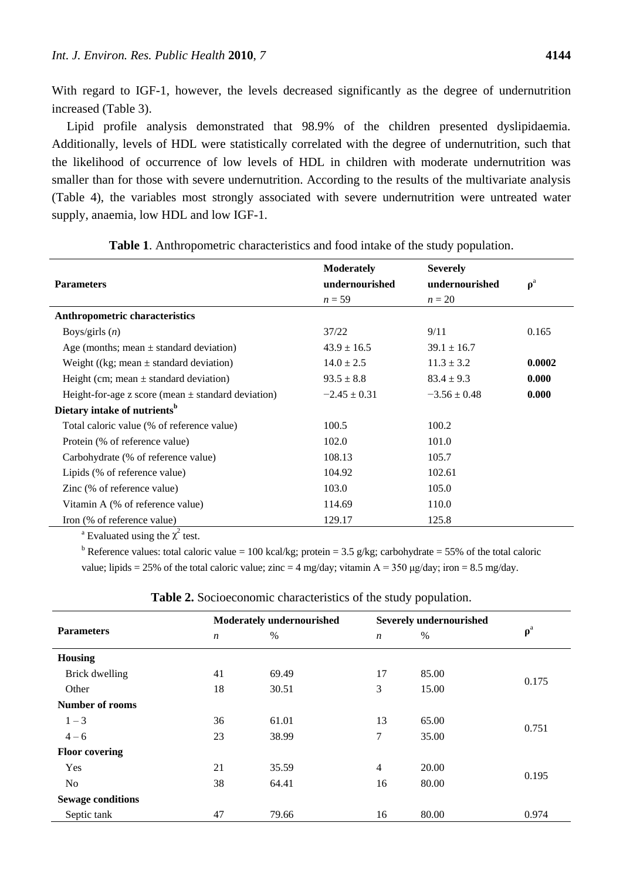With regard to IGF-1, however, the levels decreased significantly as the degree of undernutrition increased (Table 3).

Lipid profile analysis demonstrated that 98.9% of the children presented dyslipidaemia. Additionally, levels of HDL were statistically correlated with the degree of undernutrition, such that the likelihood of occurrence of low levels of HDL in children with moderate undernutrition was smaller than for those with severe undernutrition. According to the results of the multivariate analysis (Table 4), the variables most strongly associated with severe undernutrition were untreated water supply, anaemia, low HDL and low IGF-1.

**Table 1**. Anthropometric characteristics and food intake of the study population.

| Parameters | Moderately undernourished $n = 59$ | Severely undernourished $n = 20$ | $\rho^a$ |
|---|---|---|---|
| **Anthropometric characteristics** | | | |
| Boys/girls (*n*) | 37/22 | 9/11 | 0.165 |
| Age (months; mean ± standard deviation) | 43.9 ± 16.5 | 39.1 ± 16.7 | |
| Weight ((kg; mean ± standard deviation) | 14.0 ± 2.5 | 11.3 ± 3.2 | **0.0002** |
| Height (cm; mean ± standard deviation) | 93.5 ± 8.8 | 83.4 ± 9.3 | **0.000** |
| Height-for-age z score (mean ± standard deviation) | −2.45 ± 0.31 | −3.56 ± 0.48 | **0.000** |
| **Dietary intake of nutrients**[b] | | | |
| Total caloric value (% of reference value) | 100.5 | 100.2 | |
| Protein (% of reference value) | 102.0 | 101.0 | |
| Carbohydrate (% of reference value) | 108.13 | 105.7 | |
| Lipids (% of reference value) | 104.92 | 102.61 | |
| Zinc (% of reference value) | 103.0 | 105.0 | |
| Vitamin A (% of reference value) | 114.69 | 110.0 | |
| Iron (% of reference value) | 129.17 | 125.8 | |

[a] Evaluated using the $\chi^2$ test.

[b] Reference values: total caloric value = 100 kcal/kg; protein = 3.5 g/kg; carbohydrate = 55% of the total caloric value; lipids = 25% of the total caloric value; zinc = 4 mg/day; vitamin A = 350 μg/day; iron = 8.5 mg/day.

**Table 2.** Socioeconomic characteristics of the study population.

| Parameters | Moderately undernourished | | Severely undernourished | | $\rho^a$ |
|---|---|---|---|---|---|
| | *n* | % | *n* | % | |
| **Housing** | | | | | |
| Brick dwelling | 41 | 69.49 | 17 | 85.00 | 0.175 |
| Other | 18 | 30.51 | 3 | 15.00 | |
| **Number of rooms** | | | | | |
| 1 – 3 | 36 | 61.01 | 13 | 65.00 | 0.751 |
| 4 – 6 | 23 | 38.99 | 7 | 35.00 | |
| **Floor covering** | | | | | |
| Yes | 21 | 35.59 | 4 | 20.00 | 0.195 |
| No | 38 | 64.41 | 16 | 80.00 | |
| **Sewage conditions** | | | | | |
| Septic tank | 47 | 79.66 | 16 | 80.00 | 0.974 |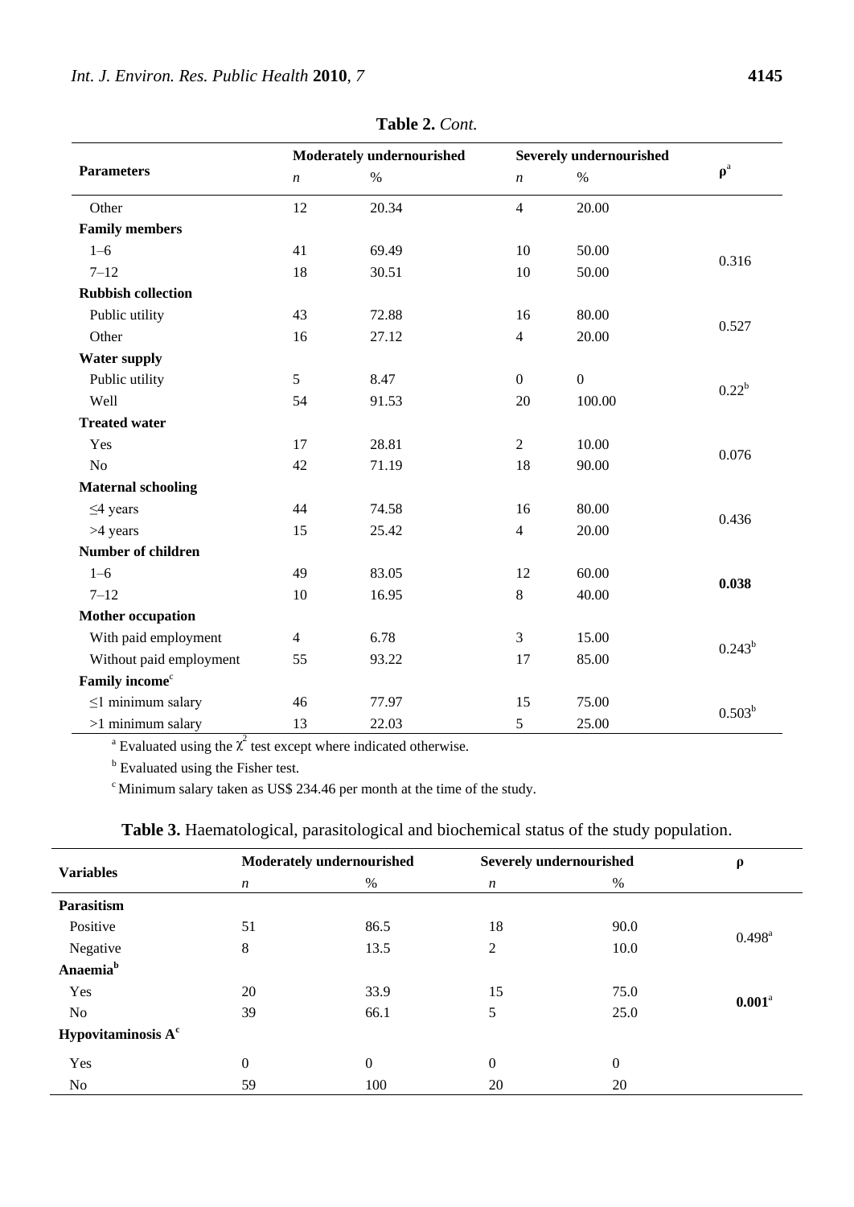**Table 2.** *Cont.*

| Parameters | Moderately undernourished | | Severely undernourished | | ρ[a] |
|---|---|---|---|---|---|
| | *n* | % | *n* | % | |
| Other | 12 | 20.34 | 4 | 20.00 | |
| **Family members** | | | | | |
| 1–6 | 41 | 69.49 | 10 | 50.00 | 0.316 |
| 7–12 | 18 | 30.51 | 10 | 50.00 | |
| **Rubbish collection** | | | | | |
| Public utility | 43 | 72.88 | 16 | 80.00 | 0.527 |
| Other | 16 | 27.12 | 4 | 20.00 | |
| **Water supply** | | | | | |
| Public utility | 5 | 8.47 | 0 | 0 | 0.22[b] |
| Well | 54 | 91.53 | 20 | 100.00 | |
| **Treated water** | | | | | |
| Yes | 17 | 28.81 | 2 | 10.00 | 0.076 |
| No | 42 | 71.19 | 18 | 90.00 | |
| **Maternal schooling** | | | | | |
| ≤4 years | 44 | 74.58 | 16 | 80.00 | 0.436 |
| >4 years | 15 | 25.42 | 4 | 20.00 | |
| **Number of children** | | | | | |
| 1–6 | 49 | 83.05 | 12 | 60.00 | **0.038** |
| 7–12 | 10 | 16.95 | 8 | 40.00 | |
| **Mother occupation** | | | | | |
| With paid employment | 4 | 6.78 | 3 | 15.00 | 0.243[b] |
| Without paid employment | 55 | 93.22 | 17 | 85.00 | |
| **Family income**[c] | | | | | |
| ≤1 minimum salary | 46 | 77.97 | 15 | 75.00 | 0.503[b] |
| >1 minimum salary | 13 | 22.03 | 5 | 25.00 | |

[a] Evaluated using the $\chi^2$ test except where indicated otherwise.

[b] Evaluated using the Fisher test.

[c] Minimum salary taken as US$ 234.46 per month at the time of the study.

**Table 3.** Haematological, parasitological and biochemical status of the study population.

| Variables | Moderately undernourished | | Severely undernourished | | ρ |
|---|---|---|---|---|---|
| | *n* | % | *n* | % | |
| **Parasitism** | | | | | |
| Positive | 51 | 86.5 | 18 | 90.0 | 0.498[a] |
| Negative | 8 | 13.5 | 2 | 10.0 | |
| **Anaemia**[b] | | | | | |
| Yes | 20 | 33.9 | 15 | 75.0 | **0.001**[a] |
| No | 39 | 66.1 | 5 | 25.0 | |
| **Hypovitaminosis A**[c] | | | | | |
| Yes | 0 | 0 | 0 | 0 | |
| No | 59 | 100 | 20 | 20 | |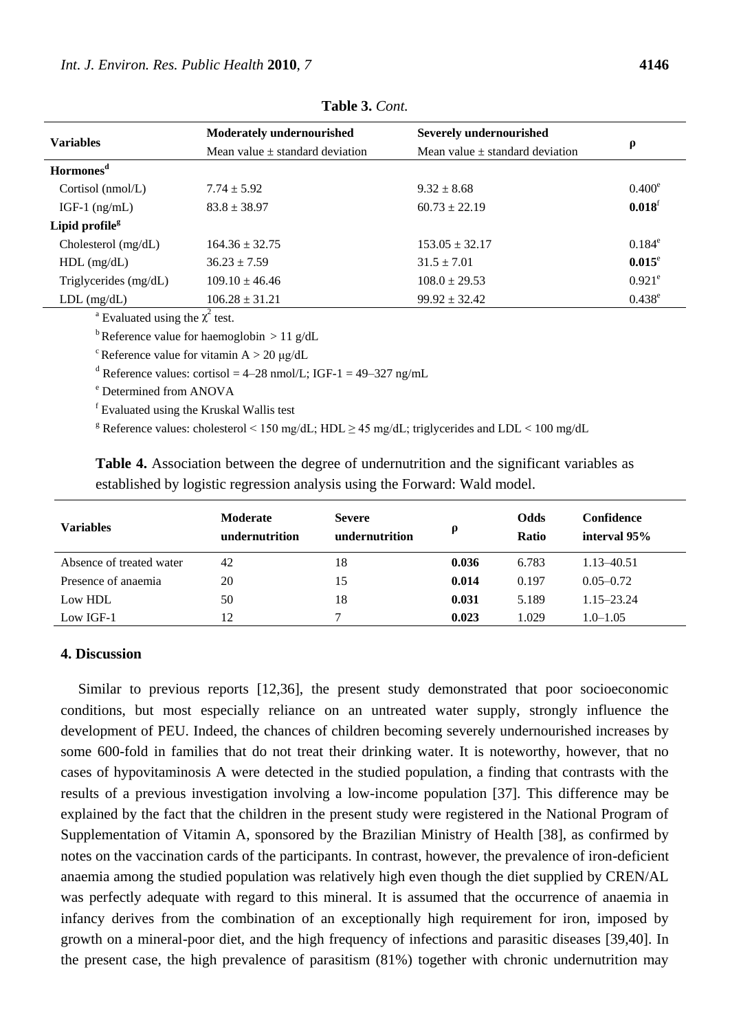**Table 3.** *Cont.*

| Variables | Moderately undernourished Mean value ± standard deviation | Severely undernourished Mean value ± standard deviation | ρ |
|---|---|---|---|
| **Hormones**[d] | | | |
| Cortisol (nmol/L) | 7.74 ± 5.92 | 9.32 ± 8.68 | 0.400[e] |
| IGF-1 (ng/mL) | 83.8 ± 38.97 | 60.73 ± 22.19 | **0.018**[f] |
| **Lipid profile**[g] | | | |
| Cholesterol (mg/dL) | 164.36 ± 32.75 | 153.05 ± 32.17 | 0.184[e] |
| HDL (mg/dL) | 36.23 ± 7.59 | 31.5 ± 7.01 | **0.015**[e] |
| Triglycerides (mg/dL) | 109.10 ± 46.46 | 108.0 ± 29.53 | 0.921[e] |
| LDL (mg/dL) | 106.28 ± 31.21 | 99.92 ± 32.42 | 0.438[e] |

[a] Evaluated using the $\chi^2$ test.

[b] Reference value for haemoglobin > 11 g/dL

[c] Reference value for vitamin A > 20 μg/dL

[d] Reference values: cortisol = 4–28 nmol/L; IGF-1 = 49–327 ng/mL

[e] Determined from ANOVA

[f] Evaluated using the Kruskal Wallis test

[g] Reference values: cholesterol < 150 mg/dL; HDL ≥ 45 mg/dL; triglycerides and LDL < 100 mg/dL

**Table 4.** Association between the degree of undernutrition and the significant variables as established by logistic regression analysis using the Forward: Wald model.

| Variables | Moderate undernutrition | Severe undernutrition | ρ | Odds Ratio | Confidence interval 95% |
|---|---|---|---|---|---|
| Absence of treated water | 42 | 18 | **0.036** | 6.783 | 1.13–40.51 |
| Presence of anaemia | 20 | 15 | **0.014** | 0.197 | 0.05–0.72 |
| Low HDL | 50 | 18 | **0.031** | 5.189 | 1.15–23.24 |
| Low IGF-1 | 12 | 7 | **0.023** | 1.029 | 1.0–1.05 |

## 4. Discussion

Similar to previous reports [12,36], the present study demonstrated that poor socioeconomic conditions, but most especially reliance on an untreated water supply, strongly influence the development of PEU. Indeed, the chances of children becoming severely undernourished increases by some 600-fold in families that do not treat their drinking water. It is noteworthy, however, that no cases of hypovitaminosis A were detected in the studied population, a finding that contrasts with the results of a previous investigation involving a low-income population [37]. This difference may be explained by the fact that the children in the present study were registered in the National Program of Supplementation of Vitamin A, sponsored by the Brazilian Ministry of Health [38], as confirmed by notes on the vaccination cards of the participants. In contrast, however, the prevalence of iron-deficient anaemia among the studied population was relatively high even though the diet supplied by CREN/AL was perfectly adequate with regard to this mineral. It is assumed that the occurrence of anaemia in infancy derives from the combination of an exceptionally high requirement for iron, imposed by growth on a mineral-poor diet, and the high frequency of infections and parasitic diseases [39,40]. In the present case, the high prevalence of parasitism (81%) together with chronic undernutrition may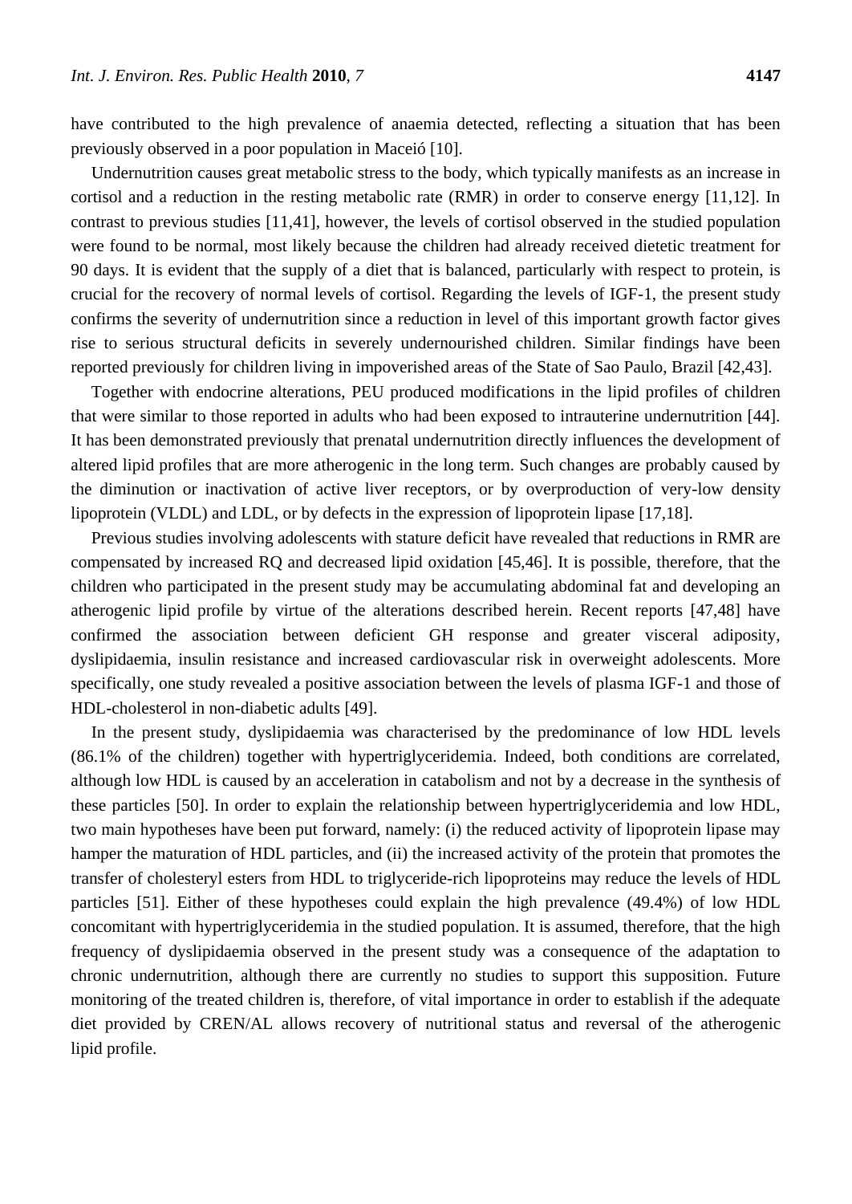have contributed to the high prevalence of anaemia detected, reflecting a situation that has been previously observed in a poor population in Maceió [10].

Undernutrition causes great metabolic stress to the body, which typically manifests as an increase in cortisol and a reduction in the resting metabolic rate (RMR) in order to conserve energy [11,12]. In contrast to previous studies [11,41], however, the levels of cortisol observed in the studied population were found to be normal, most likely because the children had already received dietetic treatment for 90 days. It is evident that the supply of a diet that is balanced, particularly with respect to protein, is crucial for the recovery of normal levels of cortisol. Regarding the levels of IGF-1, the present study confirms the severity of undernutrition since a reduction in level of this important growth factor gives rise to serious structural deficits in severely undernourished children. Similar findings have been reported previously for children living in impoverished areas of the State of Sao Paulo, Brazil [42,43].

Together with endocrine alterations, PEU produced modifications in the lipid profiles of children that were similar to those reported in adults who had been exposed to intrauterine undernutrition [44]. It has been demonstrated previously that prenatal undernutrition directly influences the development of altered lipid profiles that are more atherogenic in the long term. Such changes are probably caused by the diminution or inactivation of active liver receptors, or by overproduction of very-low density lipoprotein (VLDL) and LDL, or by defects in the expression of lipoprotein lipase [17,18].

Previous studies involving adolescents with stature deficit have revealed that reductions in RMR are compensated by increased RQ and decreased lipid oxidation [45,46]. It is possible, therefore, that the children who participated in the present study may be accumulating abdominal fat and developing an atherogenic lipid profile by virtue of the alterations described herein. Recent reports [47,48] have confirmed the association between deficient GH response and greater visceral adiposity, dyslipidaemia, insulin resistance and increased cardiovascular risk in overweight adolescents. More specifically, one study revealed a positive association between the levels of plasma IGF-1 and those of HDL-cholesterol in non-diabetic adults [49].

In the present study, dyslipidaemia was characterised by the predominance of low HDL levels (86.1% of the children) together with hypertriglyceridemia. Indeed, both conditions are correlated, although low HDL is caused by an acceleration in catabolism and not by a decrease in the synthesis of these particles [50]. In order to explain the relationship between hypertriglyceridemia and low HDL, two main hypotheses have been put forward, namely: (i) the reduced activity of lipoprotein lipase may hamper the maturation of HDL particles, and (ii) the increased activity of the protein that promotes the transfer of cholesteryl esters from HDL to triglyceride-rich lipoproteins may reduce the levels of HDL particles [51]. Either of these hypotheses could explain the high prevalence (49.4%) of low HDL concomitant with hypertriglyceridemia in the studied population. It is assumed, therefore, that the high frequency of dyslipidaemia observed in the present study was a consequence of the adaptation to chronic undernutrition, although there are currently no studies to support this supposition. Future monitoring of the treated children is, therefore, of vital importance in order to establish if the adequate diet provided by CREN/AL allows recovery of nutritional status and reversal of the atherogenic lipid profile.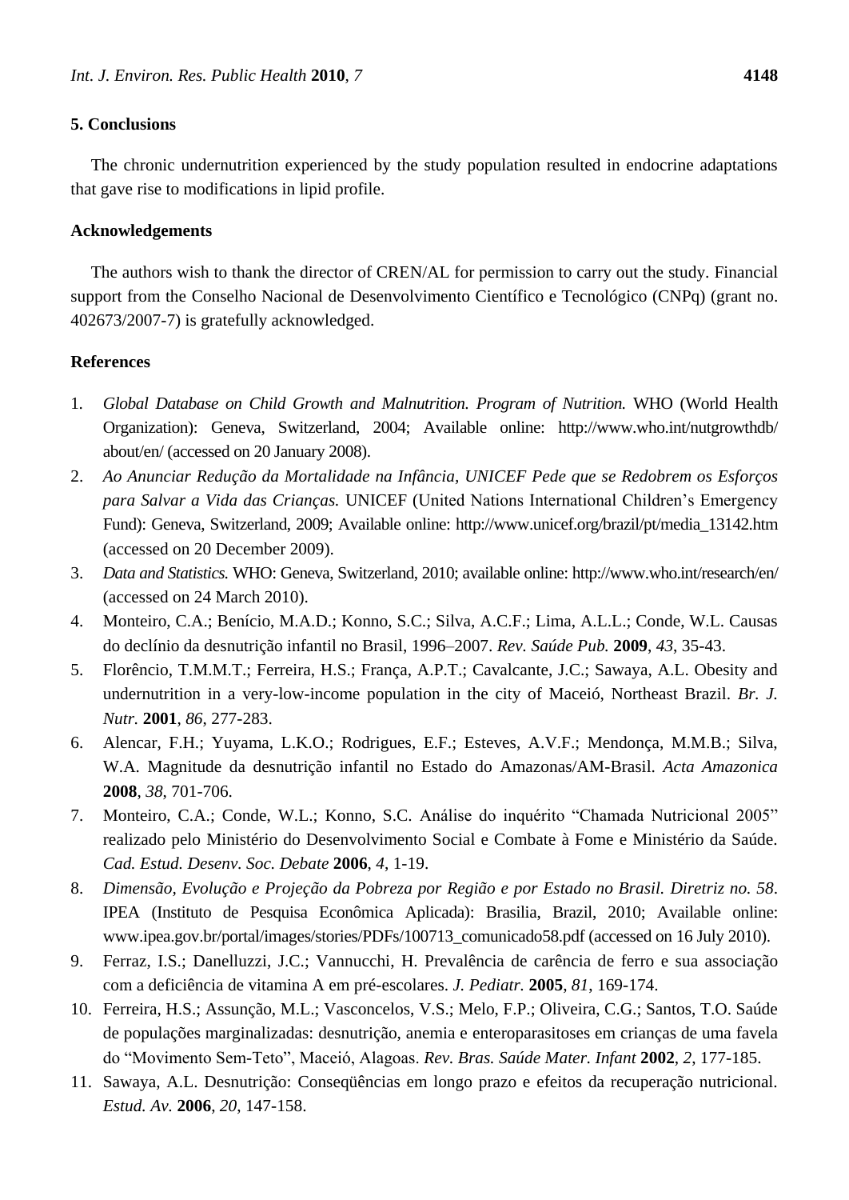## 5. Conclusions

The chronic undernutrition experienced by the study population resulted in endocrine adaptations that gave rise to modifications in lipid profile.

## Acknowledgements

The authors wish to thank the director of CREN/AL for permission to carry out the study. Financial support from the Conselho Nacional de Desenvolvimento Científico e Tecnológico (CNPq) (grant no. 402673/2007-7) is gratefully acknowledged.

## References

1. *Global Database on Child Growth and Malnutrition. Program of Nutrition.* WHO (World Health Organization): Geneva, Switzerland, 2004; Available online: http://www.who.int/nutgrowthdb/about/en/ (accessed on 20 January 2008).
2. *Ao Anunciar Redução da Mortalidade na Infância, UNICEF Pede que se Redobrem os Esforços para Salvar a Vida das Crianças.* UNICEF (United Nations International Children's Emergency Fund): Geneva, Switzerland, 2009; Available online: http://www.unicef.org/brazil/pt/media_13142.htm (accessed on 20 December 2009).
3. *Data and Statistics.* WHO: Geneva, Switzerland, 2010; available online: http://www.who.int/research/en/ (accessed on 24 March 2010).
4. Monteiro, C.A.; Benício, M.A.D.; Konno, S.C.; Silva, A.C.F.; Lima, A.L.L.; Conde, W.L. Causas do declínio da desnutrição infantil no Brasil, 1996–2007. *Rev. Saúde Pub.* **2009**, *43*, 35-43.
5. Florêncio, T.M.M.T.; Ferreira, H.S.; França, A.P.T.; Cavalcante, J.C.; Sawaya, A.L. Obesity and undernutrition in a very-low-income population in the city of Maceió, Northeast Brazil. *Br. J. Nutr.* **2001**, *86*, 277-283.
6. Alencar, F.H.; Yuyama, L.K.O.; Rodrigues, E.F.; Esteves, A.V.F.; Mendonça, M.M.B.; Silva, W.A. Magnitude da desnutrição infantil no Estado do Amazonas/AM-Brasil. *Acta Amazonica* **2008**, *38*, 701-706.
7. Monteiro, C.A.; Conde, W.L.; Konno, S.C. Análise do inquérito "Chamada Nutricional 2005" realizado pelo Ministério do Desenvolvimento Social e Combate à Fome e Ministério da Saúde. *Cad. Estud. Desenv. Soc. Debate* **2006**, *4*, 1-19.
8. *Dimensão, Evolução e Projeção da Pobreza por Região e por Estado no Brasil. Diretriz no. 58*. IPEA (Instituto de Pesquisa Econômica Aplicada): Brasilia, Brazil, 2010; Available online: www.ipea.gov.br/portal/images/stories/PDFs/100713_comunicado58.pdf (accessed on 16 July 2010).
9. Ferraz, I.S.; Danelluzzi, J.C.; Vannucchi, H. Prevalência de carência de ferro e sua associação com a deficiência de vitamina A em pré-escolares. *J. Pediatr.* **2005**, *81*, 169-174.
10. Ferreira, H.S.; Assunção, M.L.; Vasconcelos, V.S.; Melo, F.P.; Oliveira, C.G.; Santos, T.O. Saúde de populações marginalizadas: desnutrição, anemia e enteroparasitoses em crianças de uma favela do "Movimento Sem-Teto", Maceió, Alagoas. *Rev. Bras. Saúde Mater. Infant* **2002**, *2*, 177-185.
11. Sawaya, A.L. Desnutrição: Conseqüências em longo prazo e efeitos da recuperação nutricional. *Estud. Av.* **2006**, *20*, 147-158.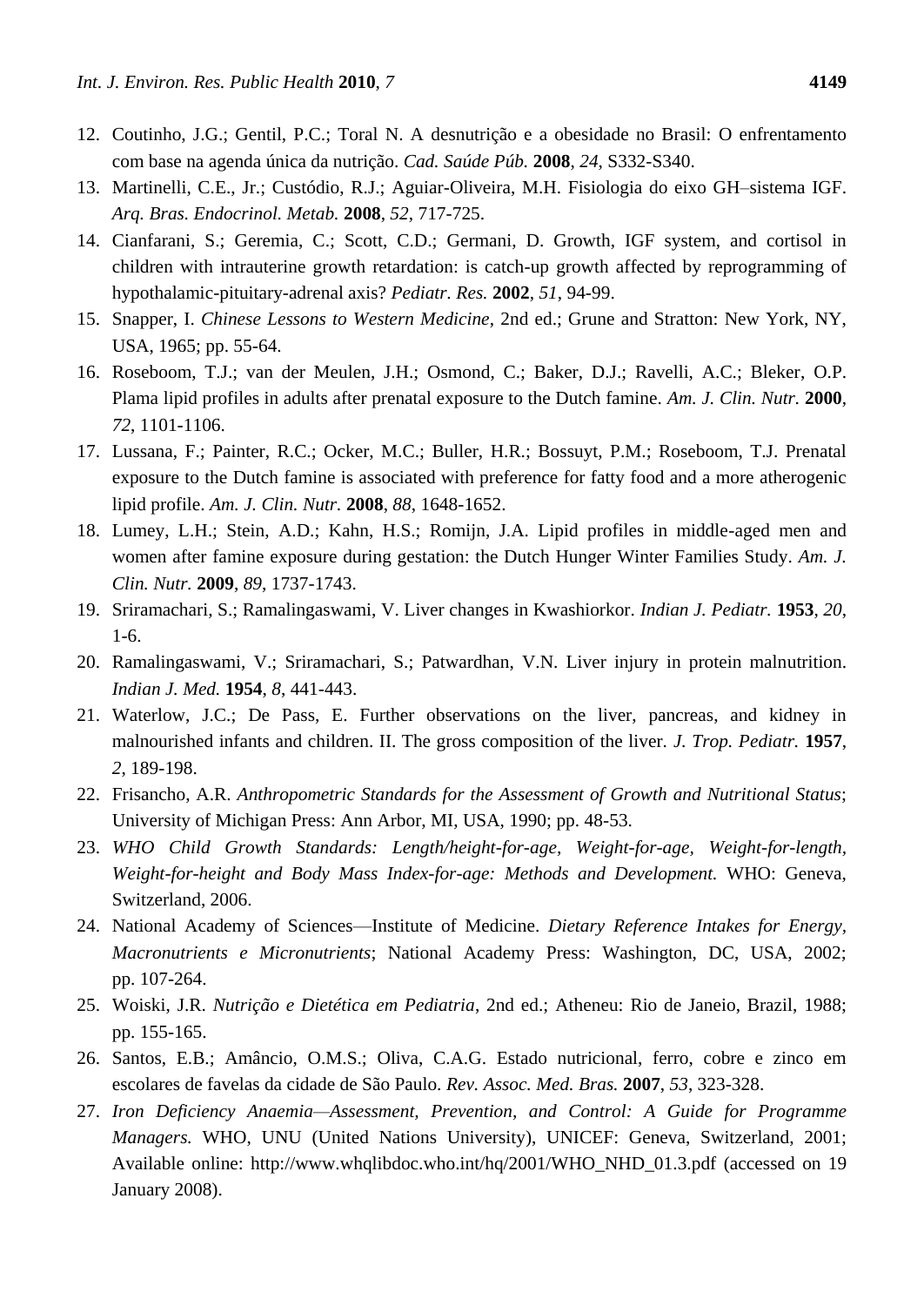12. Coutinho, J.G.; Gentil, P.C.; Toral N. A desnutrição e a obesidade no Brasil: O enfrentamento com base na agenda única da nutrição. *Cad. Saúde Púb.* **2008**, *24*, S332-S340.
13. Martinelli, C.E., Jr.; Custódio, R.J.; Aguiar-Oliveira, M.H. Fisiologia do eixo GH–sistema IGF. *Arq. Bras. Endocrinol. Metab.* **2008**, *52*, 717-725.
14. Cianfarani, S.; Geremia, C.; Scott, C.D.; Germani, D. Growth, IGF system, and cortisol in children with intrauterine growth retardation: is catch-up growth affected by reprogramming of hypothalamic-pituitary-adrenal axis? *Pediatr. Res.* **2002**, *51*, 94-99.
15. Snapper, I. *Chinese Lessons to Western Medicine*, 2nd ed.; Grune and Stratton: New York, NY, USA, 1965; pp. 55-64.
16. Roseboom, T.J.; van der Meulen, J.H.; Osmond, C.; Baker, D.J.; Ravelli, A.C.; Bleker, O.P. Plama lipid profiles in adults after prenatal exposure to the Dutch famine. *Am. J. Clin. Nutr.* **2000**, *72*, 1101-1106.
17. Lussana, F.; Painter, R.C.; Ocker, M.C.; Buller, H.R.; Bossuyt, P.M.; Roseboom, T.J. Prenatal exposure to the Dutch famine is associated with preference for fatty food and a more atherogenic lipid profile. *Am. J. Clin. Nutr.* **2008**, *88*, 1648-1652.
18. Lumey, L.H.; Stein, A.D.; Kahn, H.S.; Romijn, J.A. Lipid profiles in middle-aged men and women after famine exposure during gestation: the Dutch Hunger Winter Families Study. *Am. J. Clin. Nutr.* **2009**, *89*, 1737-1743.
19. Sriramachari, S.; Ramalingaswami, V. Liver changes in Kwashiorkor. *Indian J. Pediatr.* **1953**, *20*, 1-6.
20. Ramalingaswami, V.; Sriramachari, S.; Patwardhan, V.N. Liver injury in protein malnutrition. *Indian J. Med.* **1954**, *8*, 441-443.
21. Waterlow, J.C.; De Pass, E. Further observations on the liver, pancreas, and kidney in malnourished infants and children. II. The gross composition of the liver. *J. Trop. Pediatr.* **1957**, *2*, 189-198.
22. Frisancho, A.R. *Anthropometric Standards for the Assessment of Growth and Nutritional Status*; University of Michigan Press: Ann Arbor, MI, USA, 1990; pp. 48-53.
23. *WHO Child Growth Standards: Length/height-for-age, Weight-for-age, Weight-for-length, Weight-for-height and Body Mass Index-for-age: Methods and Development.* WHO: Geneva, Switzerland, 2006.
24. National Academy of Sciences—Institute of Medicine. *Dietary Reference Intakes for Energy, Macronutrients e Micronutrients*; National Academy Press: Washington, DC, USA, 2002; pp. 107-264.
25. Woiski, J.R. *Nutrição e Dietética em Pediatria*, 2nd ed.; Atheneu: Rio de Janeio, Brazil, 1988; pp. 155-165.
26. Santos, E.B.; Amâncio, O.M.S.; Oliva, C.A.G. Estado nutricional, ferro, cobre e zinco em escolares de favelas da cidade de São Paulo. *Rev. Assoc. Med. Bras.* **2007**, *53*, 323-328.
27. *Iron Deficiency Anaemia—Assessment, Prevention, and Control: A Guide for Programme Managers.* WHO, UNU (United Nations University), UNICEF: Geneva, Switzerland, 2001; Available online: http://www.whqlibdoc.who.int/hq/2001/WHO_NHD_01.3.pdf (accessed on 19 January 2008).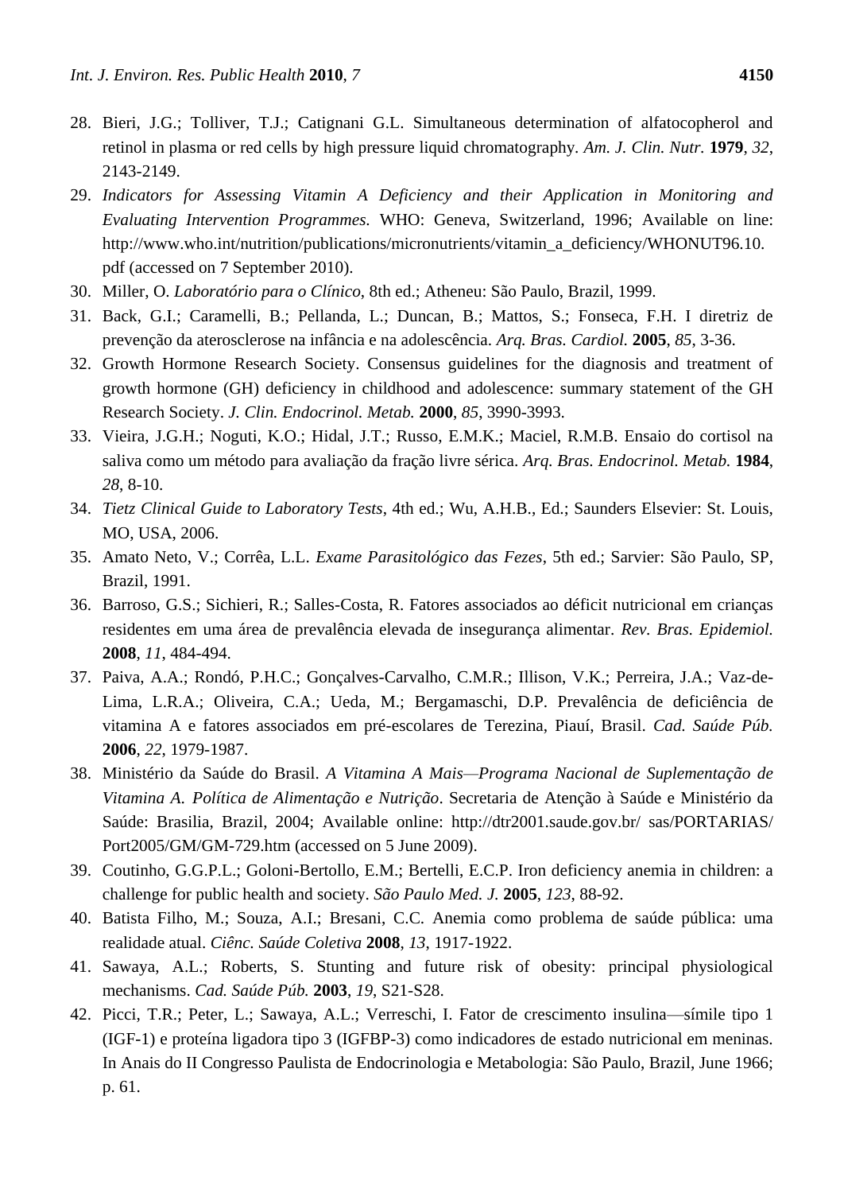28. Bieri, J.G.; Tolliver, T.J.; Catignani G.L. Simultaneous determination of alfatocopherol and retinol in plasma or red cells by high pressure liquid chromatography. *Am. J. Clin. Nutr.* **1979**, *32*, 2143-2149.
29. *Indicators for Assessing Vitamin A Deficiency and their Application in Monitoring and Evaluating Intervention Programmes*. WHO: Geneva, Switzerland, 1996; Available on line: http://www.who.int/nutrition/publications/micronutrients/vitamin_a_deficiency/WHONUT96.10.pdf (accessed on 7 September 2010).
30. Miller, O. *Laboratório para o Clínico*, 8th ed.; Atheneu: São Paulo, Brazil, 1999.
31. Back, G.I.; Caramelli, B.; Pellanda, L.; Duncan, B.; Mattos, S.; Fonseca, F.H. I diretriz de prevenção da aterosclerose na infância e na adolescência. *Arq. Bras. Cardiol.* **2005**, *85*, 3-36.
32. Growth Hormone Research Society. Consensus guidelines for the diagnosis and treatment of growth hormone (GH) deficiency in childhood and adolescence: summary statement of the GH Research Society. *J. Clin. Endocrinol. Metab.* **2000**, *85*, 3990-3993.
33. Vieira, J.G.H.; Noguti, K.O.; Hidal, J.T.; Russo, E.M.K.; Maciel, R.M.B. Ensaio do cortisol na saliva como um método para avaliação da fração livre sérica. *Arq. Bras. Endocrinol. Metab.* **1984**, *28*, 8-10.
34. *Tietz Clinical Guide to Laboratory Tests*, 4th ed.; Wu, A.H.B., Ed.; Saunders Elsevier: St. Louis, MO, USA, 2006.
35. Amato Neto, V.; Corrêa, L.L. *Exame Parasitológico das Fezes*, 5th ed.; Sarvier: São Paulo, SP, Brazil, 1991.
36. Barroso, G.S.; Sichieri, R.; Salles-Costa, R. Fatores associados ao déficit nutricional em crianças residentes em uma área de prevalência elevada de insegurança alimentar. *Rev. Bras. Epidemiol.* **2008**, *11*, 484-494.
37. Paiva, A.A.; Rondó, P.H.C.; Gonçalves-Carvalho, C.M.R.; Illison, V.K.; Perreira, J.A.; Vaz-de-Lima, L.R.A.; Oliveira, C.A.; Ueda, M.; Bergamaschi, D.P. Prevalência de deficiência de vitamina A e fatores associados em pré-escolares de Terezina, Piauí, Brasil. *Cad. Saúde Púb.* **2006**, *22*, 1979-1987.
38. Ministério da Saúde do Brasil. *A Vitamina A Mais—Programa Nacional de Suplementação de Vitamina A. Política de Alimentação e Nutrição*. Secretaria de Atenção à Saúde e Ministério da Saúde: Brasilia, Brazil, 2004; Available online: http://dtr2001.saude.gov.br/ sas/PORTARIAS/ Port2005/GM/GM-729.htm (accessed on 5 June 2009).
39. Coutinho, G.G.P.L.; Goloni-Bertollo, E.M.; Bertelli, E.C.P. Iron deficiency anemia in children: a challenge for public health and society. *São Paulo Med. J.* **2005**, *123*, 88-92.
40. Batista Filho, M.; Souza, A.I.; Bresani, C.C. Anemia como problema de saúde pública: uma realidade atual. *Ciênc. Saúde Coletiva* **2008**, *13*, 1917-1922.
41. Sawaya, A.L.; Roberts, S. Stunting and future risk of obesity: principal physiological mechanisms. *Cad. Saúde Púb.* **2003**, *19*, S21-S28.
42. Picci, T.R.; Peter, L.; Sawaya, A.L.; Verreschi, I. Fator de crescimento insulina—símile tipo 1 (IGF-1) e proteína ligadora tipo 3 (IGFBP-3) como indicadores de estado nutricional em meninas. In Anais do II Congresso Paulista de Endocrinologia e Metabologia: São Paulo, Brazil, June 1966; p. 61.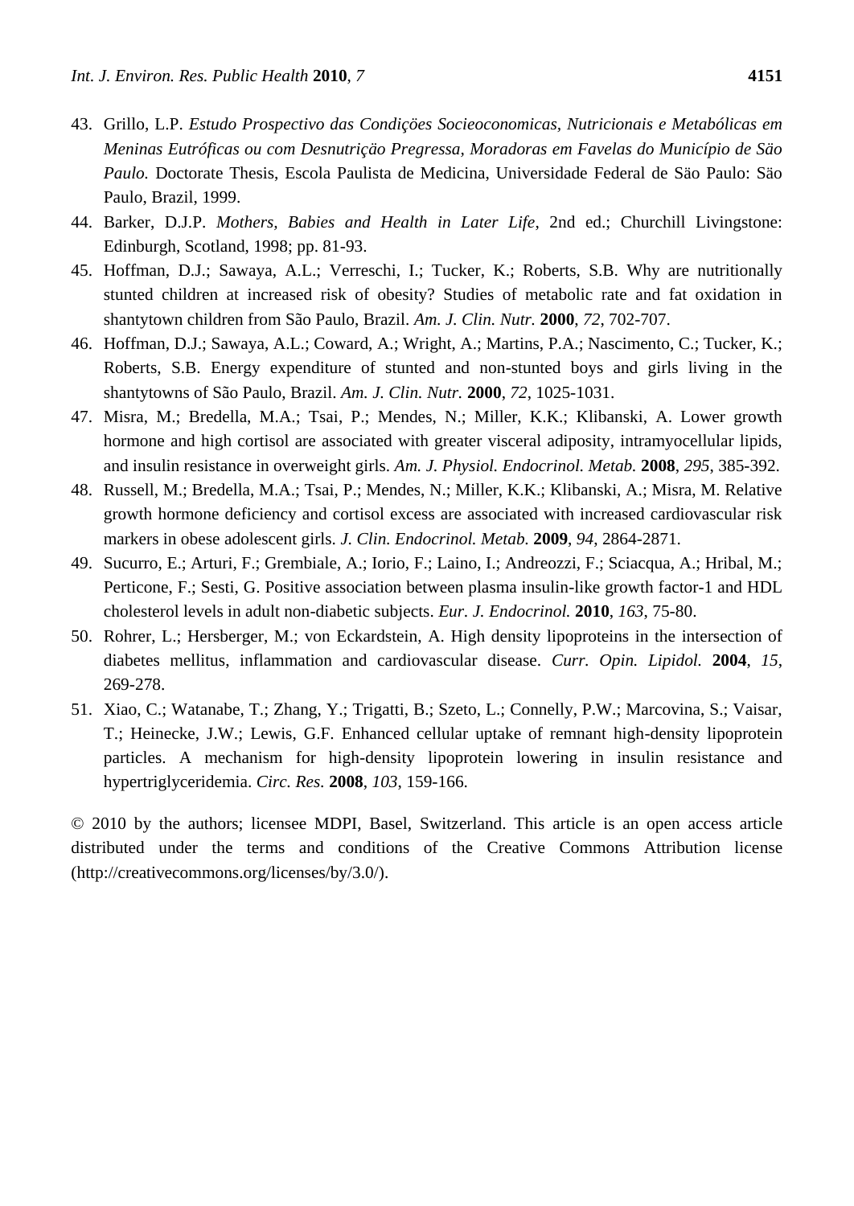43. Grillo, L.P. *Estudo Prospectivo das Condiçöes Socieoconomicas, Nutricionais e Metabólicas em Meninas Eutróficas ou com Desnutriçäo Pregressa, Moradoras em Favelas do Município de Säo Paulo.* Doctorate Thesis, Escola Paulista de Medicina, Universidade Federal de Säo Paulo: Säo Paulo, Brazil, 1999.
44. Barker, D.J.P. *Mothers, Babies and Health in Later Life*, 2nd ed.; Churchill Livingstone: Edinburgh, Scotland, 1998; pp. 81-93.
45. Hoffman, D.J.; Sawaya, A.L.; Verreschi, I.; Tucker, K.; Roberts, S.B. Why are nutritionally stunted children at increased risk of obesity? Studies of metabolic rate and fat oxidation in shantytown children from São Paulo, Brazil. *Am. J. Clin. Nutr.* **2000**, *72*, 702-707.
46. Hoffman, D.J.; Sawaya, A.L.; Coward, A.; Wright, A.; Martins, P.A.; Nascimento, C.; Tucker, K.; Roberts, S.B. Energy expenditure of stunted and non-stunted boys and girls living in the shantytowns of São Paulo, Brazil. *Am. J. Clin. Nutr.* **2000**, *72*, 1025-1031.
47. Misra, M.; Bredella, M.A.; Tsai, P.; Mendes, N.; Miller, K.K.; Klibanski, A. Lower growth hormone and high cortisol are associated with greater visceral adiposity, intramyocellular lipids, and insulin resistance in overweight girls. *Am. J. Physiol. Endocrinol. Metab.* **2008**, *295*, 385-392.
48. Russell, M.; Bredella, M.A.; Tsai, P.; Mendes, N.; Miller, K.K.; Klibanski, A.; Misra, M. Relative growth hormone deficiency and cortisol excess are associated with increased cardiovascular risk markers in obese adolescent girls. *J. Clin. Endocrinol. Metab.* **2009**, *94*, 2864-2871.
49. Sucurro, E.; Arturi, F.; Grembiale, A.; Iorio, F.; Laino, I.; Andreozzi, F.; Sciacqua, A.; Hribal, M.; Perticone, F.; Sesti, G. Positive association between plasma insulin-like growth factor-1 and HDL cholesterol levels in adult non-diabetic subjects. *Eur. J. Endocrinol.* **2010**, *163*, 75-80.
50. Rohrer, L.; Hersberger, M.; von Eckardstein, A. High density lipoproteins in the intersection of diabetes mellitus, inflammation and cardiovascular disease. *Curr. Opin. Lipidol.* **2004**, *15*, 269-278.
51. Xiao, C.; Watanabe, T.; Zhang, Y.; Trigatti, B.; Szeto, L.; Connelly, P.W.; Marcovina, S.; Vaisar, T.; Heinecke, J.W.; Lewis, G.F. Enhanced cellular uptake of remnant high-density lipoprotein particles. A mechanism for high-density lipoprotein lowering in insulin resistance and hypertriglyceridemia. *Circ. Res.* **2008**, *103*, 159-166.

© 2010 by the authors; licensee MDPI, Basel, Switzerland. This article is an open access article distributed under the terms and conditions of the Creative Commons Attribution license (http://creativecommons.org/licenses/by/3.0/).